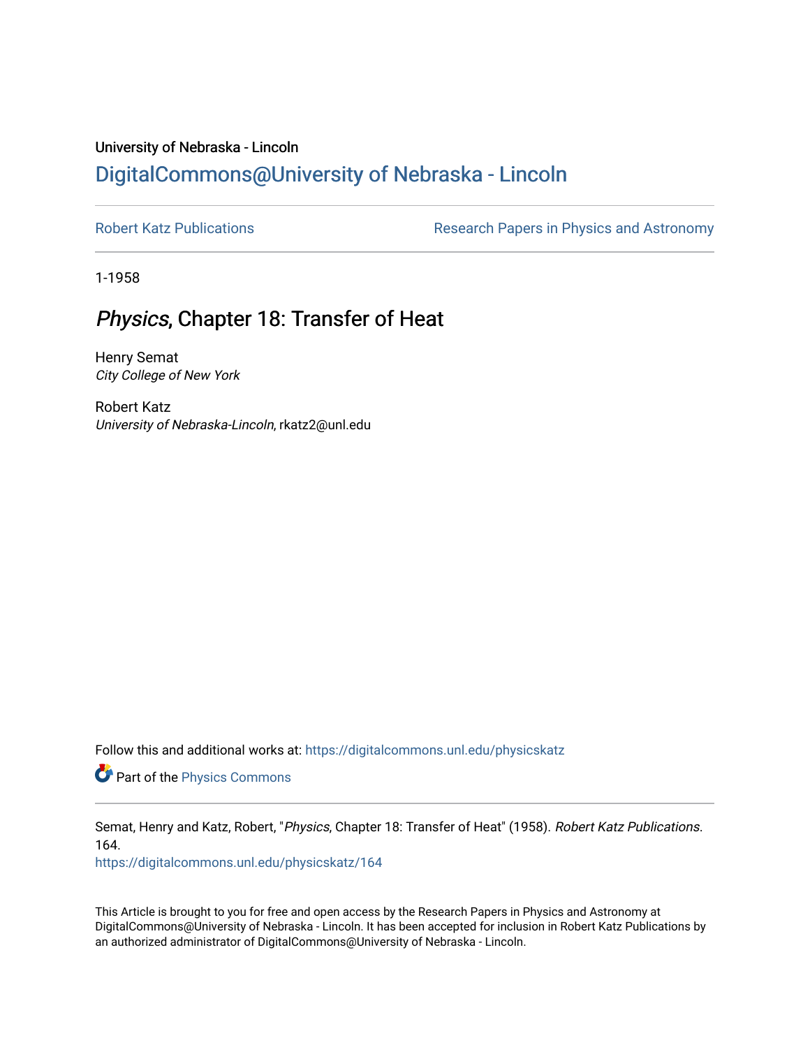University of Nebraska - Lincoln

# DigitalCommons@University of Nebraska - Lincoln

Robert Katz Publications

Research Papers in Physics and Astronomy

1-1958

## *Physics*, Chapter 18: Transfer of Heat

Henry Semat  
*City College of New York*

Robert Katz  
*University of Nebraska-Lincoln*, rkatz2@unl.edu

Follow this and additional works at: https://digitalcommons.unl.edu/physicskatz

Part of the Physics Commons

Semat, Henry and Katz, Robert, "*Physics*, Chapter 18: Transfer of Heat" (1958). *Robert Katz Publications*. 164.  
https://digitalcommons.unl.edu/physicskatz/164

This Article is brought to you for free and open access by the Research Papers in Physics and Astronomy at DigitalCommons@University of Nebraska - Lincoln. It has been accepted for inclusion in Robert Katz Publications by an authorized administrator of DigitalCommons@University of Nebraska - Lincoln.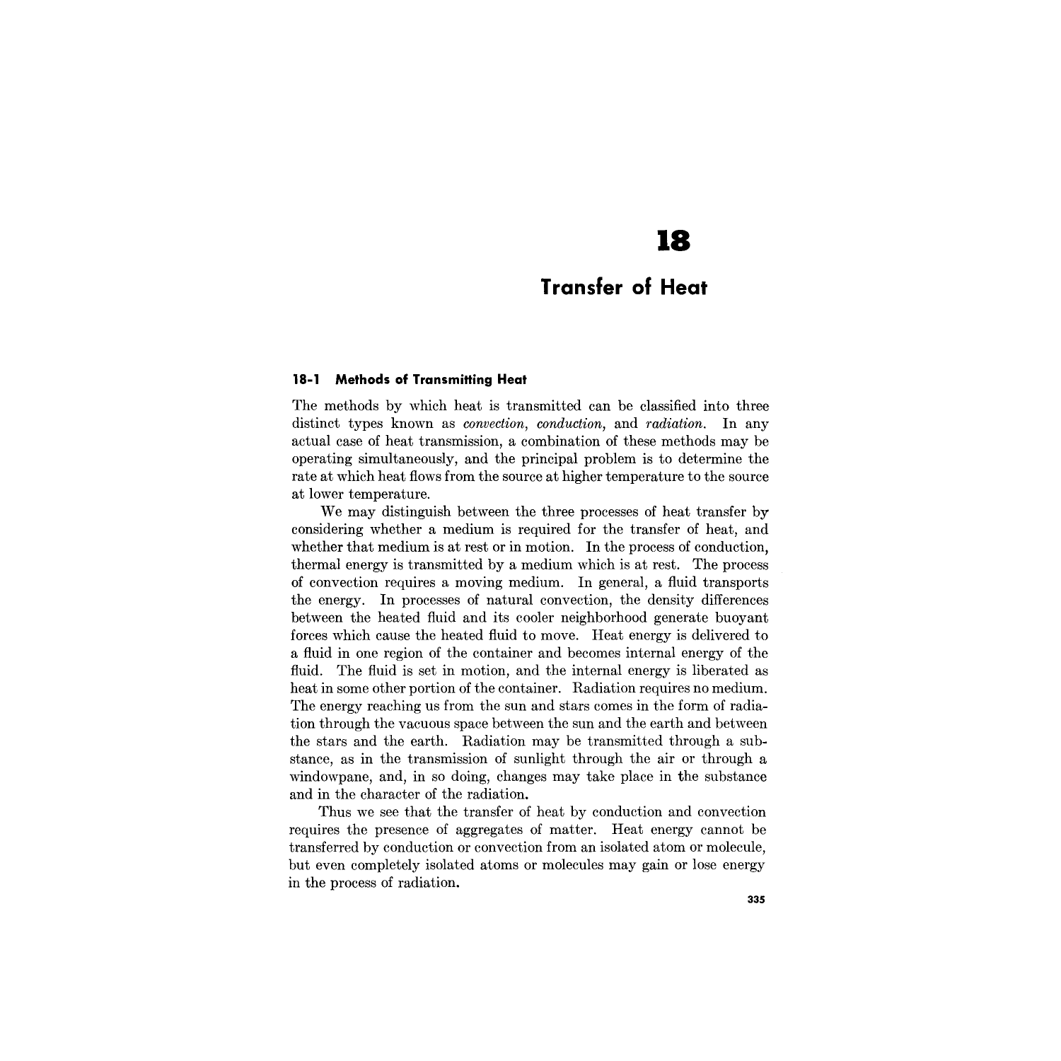# 18

# Transfer of Heat

## 18-1 Methods of Transmitting Heat

The methods by which heat is transmitted can be classified into three distinct types known as *convection*, *conduction*, and *radiation*. In any actual case of heat transmission, a combination of these methods may be operating simultaneously, and the principal problem is to determine the rate at which heat flows from the source at higher temperature to the source at lower temperature.

We may distinguish between the three processes of heat transfer by considering whether a medium is required for the transfer of heat, and whether that medium is at rest or in motion. In the process of conduction, thermal energy is transmitted by a medium which is at rest. The process of convection requires a moving medium. In general, a fluid transports the energy. In processes of natural convection, the density differences between the heated fluid and its cooler neighborhood generate buoyant forces which cause the heated fluid to move. Heat energy is delivered to a fluid in one region of the container and becomes internal energy of the fluid. The fluid is set in motion, and the internal energy is liberated as heat in some other portion of the container. Radiation requires no medium. The energy reaching us from the sun and stars comes in the form of radiation through the vacuous space between the sun and the earth and between the stars and the earth. Radiation may be transmitted through a substance, as in the transmission of sunlight through the air or through a windowpane, and, in so doing, changes may take place in the substance and in the character of the radiation.

Thus we see that the transfer of heat by conduction and convection requires the presence of aggregates of matter. Heat energy cannot be transferred by conduction or convection from an isolated atom or molecule, but even completely isolated atoms or molecules may gain or lose energy in the process of radiation.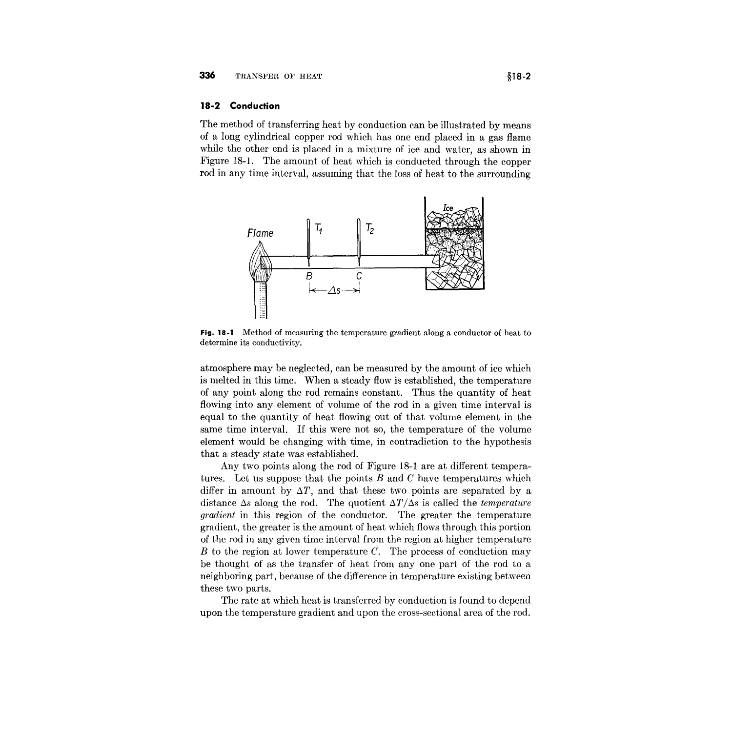## 18-2 Conduction

The method of transferring heat by conduction can be illustrated by means of a long cylindrical copper rod which has one end placed in a gas flame while the other end is placed in a mixture of ice and water, as shown in Figure 18-1. The amount of heat which is conducted through the copper rod in any time interval, assuming that the loss of heat to the surrounding

**Fig. 18-1** Method of measuring the temperature gradient along a conductor of heat to determine its conductivity.

atmosphere may be neglected, can be measured by the amount of ice which is melted in this time. When a steady flow is established, the temperature of any point along the rod remains constant. Thus the quantity of heat flowing into any element of volume of the rod in a given time interval is equal to the quantity of heat flowing out of that volume element in the same time interval. If this were not so, the temperature of the volume element would be changing with time, in contradiction to the hypothesis that a steady state was established.

Any two points along the rod of Figure 18-1 are at different temperatures. Let us suppose that the points $B$ and $C$ have temperatures which differ in amount by $\Delta T$, and that these two points are separated by a distance $\Delta s$ along the rod. The quotient $\Delta T/\Delta s$ is called the *temperature gradient* in this region of the conductor. The greater the temperature gradient, the greater is the amount of heat which flows through this portion of the rod in any given time interval from the region at higher temperature $B$ to the region at lower temperature $C$. The process of conduction may be thought of as the transfer of heat from any one part of the rod to a neighboring part, because of the difference in temperature existing between these two parts.

The rate at which heat is transferred by conduction is found to depend upon the temperature gradient and upon the cross-sectional area of the rod.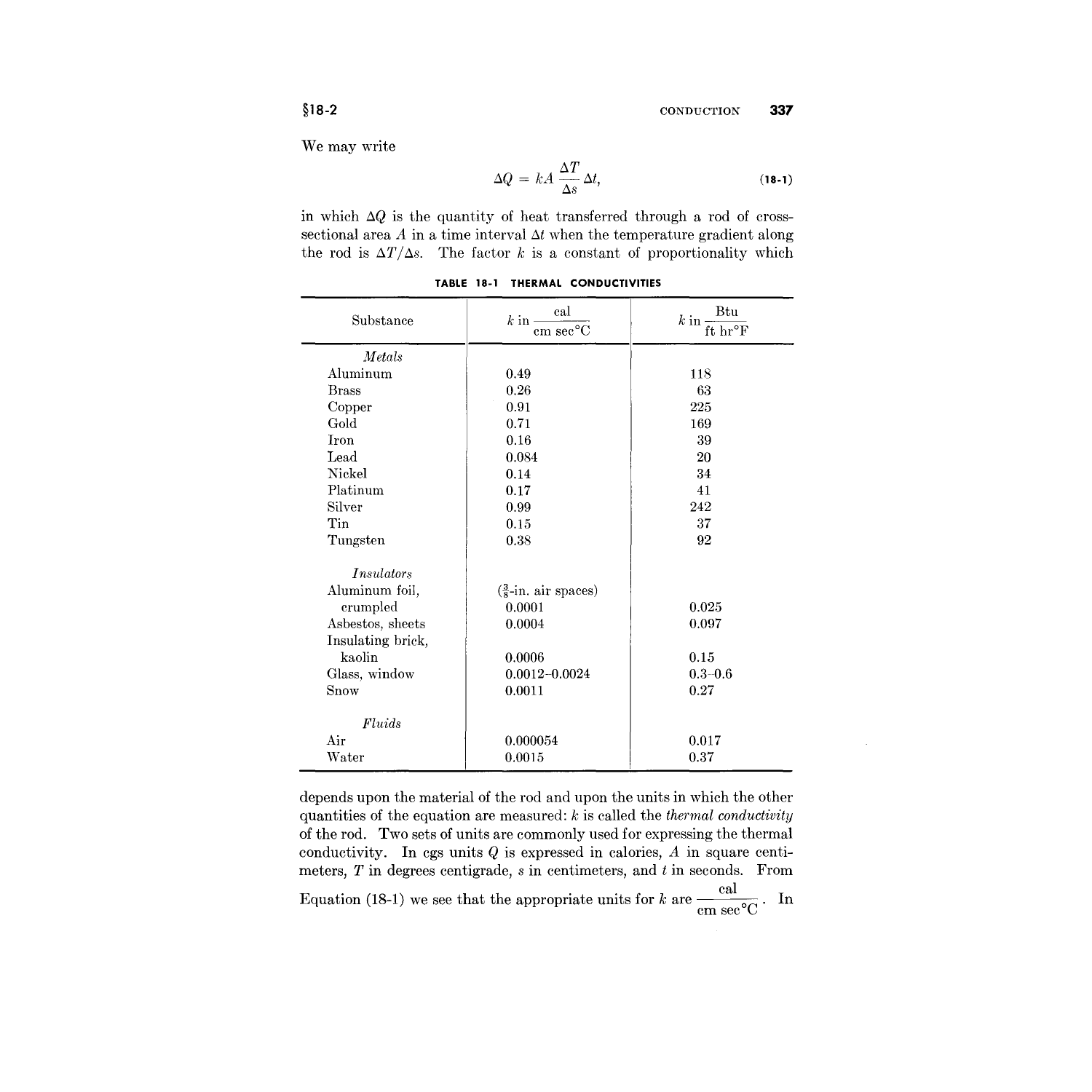We may write

$$\Delta Q = kA \frac{\Delta T}{\Delta s} \Delta t, \tag{18-1}$$

in which $\Delta Q$ is the quantity of heat transferred through a rod of cross-sectional area $A$ in a time interval $\Delta t$ when the temperature gradient along the rod is $\Delta T/\Delta s$. The factor $k$ is a constant of proportionality which

**TABLE 18-1 THERMAL CONDUCTIVITIES**

| Substance | $k$ in $\frac{\text{cal}}{\text{cm sec°C}}$ | $k$ in $\frac{\text{Btu}}{\text{ft hr°F}}$ |
|---|---|---|
| *Metals* | | |
| Aluminum | 0.49 | 118 |
| Brass | 0.26 | 63 |
| Copper | 0.91 | 225 |
| Gold | 0.71 | 169 |
| Iron | 0.16 | 39 |
| Lead | 0.084 | 20 |
| Nickel | 0.14 | 34 |
| Platinum | 0.17 | 41 |
| Silver | 0.99 | 242 |
| Tin | 0.15 | 37 |
| Tungsten | 0.38 | 92 |
| *Insulators* | | |
| Aluminum foil, crumpled | ($\frac{3}{8}$-in. air spaces) 0.0001 | 0.025 |
| Asbestos, sheets | 0.0004 | 0.097 |
| Insulating brick, kaolin | 0.0006 | 0.15 |
| Glass, window | 0.0012–0.0024 | 0.3–0.6 |
| Snow | 0.0011 | 0.27 |
| *Fluids* | | |
| Air | 0.000054 | 0.017 |
| Water | 0.0015 | 0.37 |

depends upon the material of the rod and upon the units in which the other quantities of the equation are measured: $k$ is called the *thermal conductivity* of the rod. Two sets of units are commonly used for expressing the thermal conductivity. In cgs units $Q$ is expressed in calories, $A$ in square centimeters, $T$ in degrees centigrade, $s$ in centimeters, and $t$ in seconds. From Equation (18-1) we see that the appropriate units for $k$ are $\frac{\text{cal}}{\text{cm sec°C}}$. In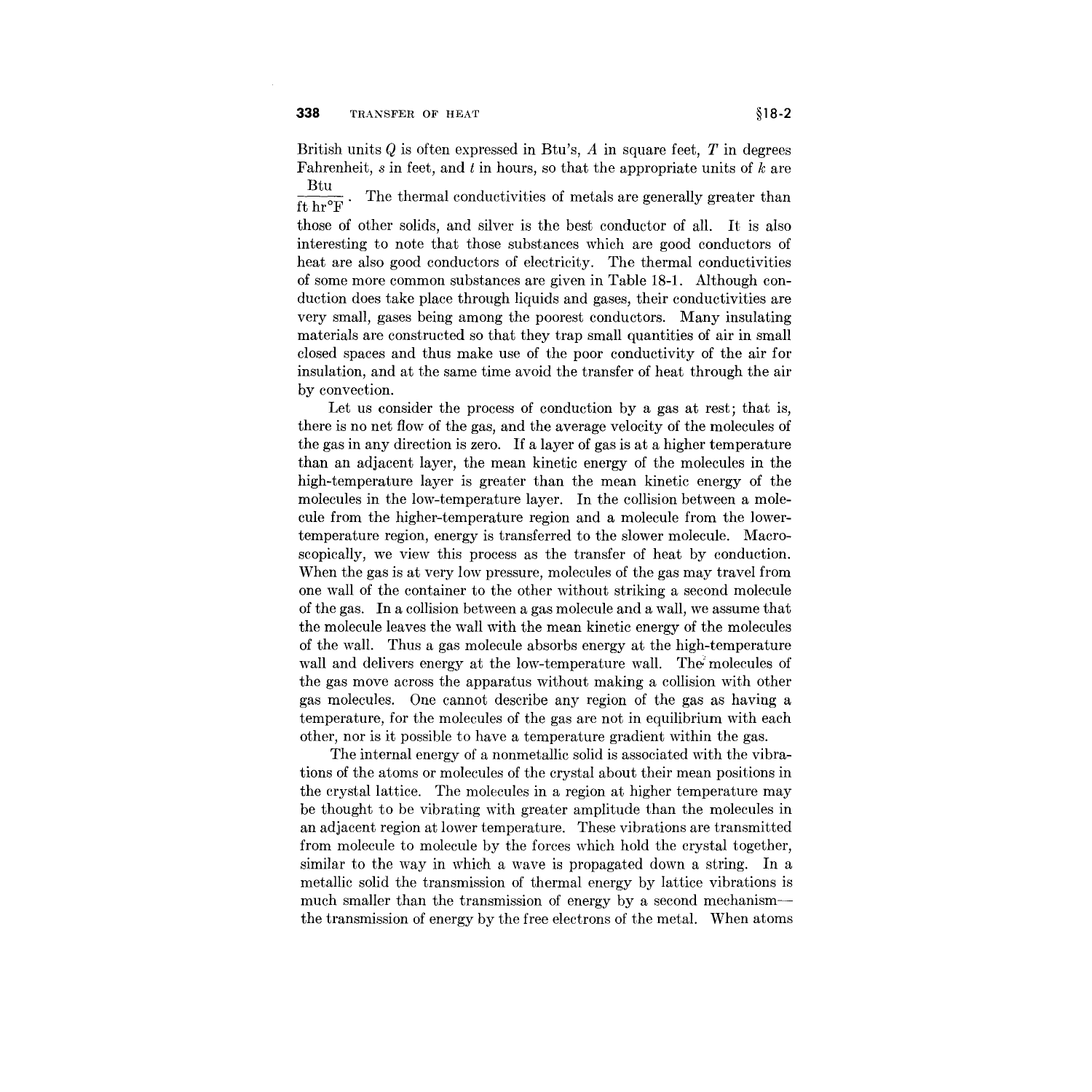British units $Q$ is often expressed in Btu's, $A$ in square feet, $T$ in degrees Fahrenheit, $s$ in feet, and $t$ in hours, so that the appropriate units of $k$ are $\frac{\text{Btu}}{\text{ft hr}^\circ\text{F}}$. The thermal conductivities of metals are generally greater than those of other solids, and silver is the best conductor of all. It is also interesting to note that those substances which are good conductors of heat are also good conductors of electricity. The thermal conductivities of some more common substances are given in Table 18-1. Although conduction does take place through liquids and gases, their conductivities are very small, gases being among the poorest conductors. Many insulating materials are constructed so that they trap small quantities of air in small closed spaces and thus make use of the poor conductivity of the air for insulation, and at the same time avoid the transfer of heat through the air by convection.

Let us consider the process of conduction by a gas at rest; that is, there is no net flow of the gas, and the average velocity of the molecules of the gas in any direction is zero. If a layer of gas is at a higher temperature than an adjacent layer, the mean kinetic energy of the molecules in the high-temperature layer is greater than the mean kinetic energy of the molecules in the low-temperature layer. In the collision between a molecule from the higher-temperature region and a molecule from the lower-temperature region, energy is transferred to the slower molecule. Macroscopically, we view this process as the transfer of heat by conduction. When the gas is at very low pressure, molecules of the gas may travel from one wall of the container to the other without striking a second molecule of the gas. In a collision between a gas molecule and a wall, we assume that the molecule leaves the wall with the mean kinetic energy of the molecules of the wall. Thus a gas molecule absorbs energy at the high-temperature wall and delivers energy at the low-temperature wall. The molecules of the gas move across the apparatus without making a collision with other gas molecules. One cannot describe any region of the gas as having a temperature, for the molecules of the gas are not in equilibrium with each other, nor is it possible to have a temperature gradient within the gas.

The internal energy of a nonmetallic solid is associated with the vibrations of the atoms or molecules of the crystal about their mean positions in the crystal lattice. The molecules in a region at higher temperature may be thought to be vibrating with greater amplitude than the molecules in an adjacent region at lower temperature. These vibrations are transmitted from molecule to molecule by the forces which hold the crystal together, similar to the way in which a wave is propagated down a string. In a metallic solid the transmission of thermal energy by lattice vibrations is much smaller than the transmission of energy by a second mechanism—the transmission of energy by the free electrons of the metal. When atoms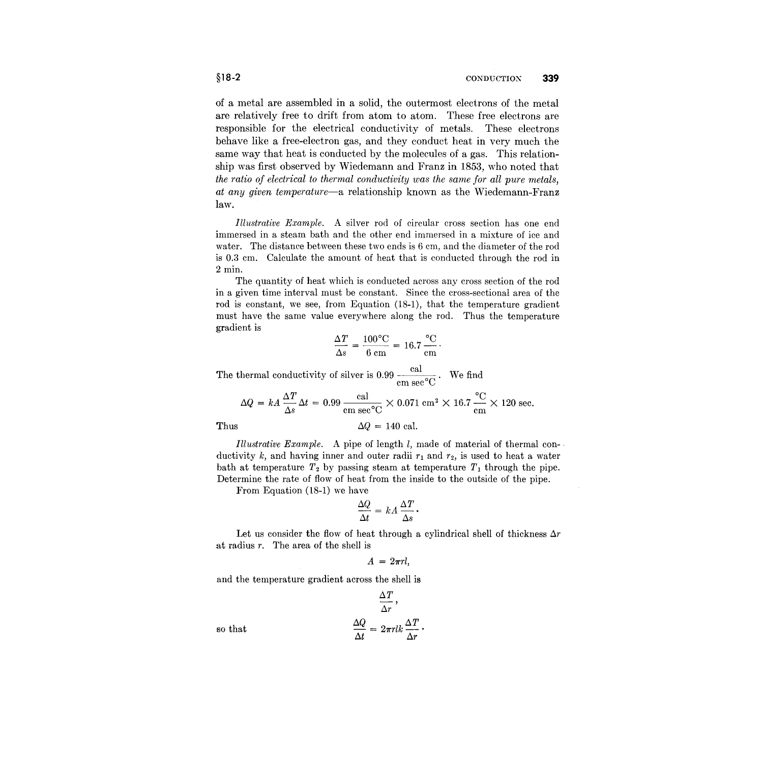of a metal are assembled in a solid, the outermost electrons of the metal are relatively free to drift from atom to atom. These free electrons are responsible for the electrical conductivity of metals. These electrons behave like a free-electron gas, and they conduct heat in very much the same way that heat is conducted by the molecules of a gas. This relationship was first observed by Wiedemann and Franz in 1853, who noted that *the ratio of electrical to thermal conductivity was the same for all pure metals, at any given temperature*—a relationship known as the Wiedemann-Franz law.

*Illustrative Example.* A silver rod of circular cross section has one end immersed in a steam bath and the other end immersed in a mixture of ice and water. The distance between these two ends is 6 cm, and the diameter of the rod is 0.3 cm. Calculate the amount of heat that is conducted through the rod in 2 min.

The quantity of heat which is conducted across any cross section of the rod in a given time interval must be constant. Since the cross-sectional area of the rod is constant, we see, from Equation (18-1), that the temperature gradient must have the same value everywhere along the rod. Thus the temperature gradient is

$$\frac{\Delta T}{\Delta s} = \frac{100°\text{C}}{6\text{ cm}} = 16.7\,\frac{°\text{C}}{\text{cm}}\cdot$$

The thermal conductivity of silver is $0.99\,\frac{\text{cal}}{\text{cm sec°C}}$. We find

$$\Delta Q = kA\frac{\Delta T}{\Delta s}\Delta t = 0.99\,\frac{\text{cal}}{\text{cm sec°C}} \times 0.071\text{ cm}^2 \times 16.7\,\frac{°\text{C}}{\text{cm}} \times 120\text{ sec}.$$

Thus

$$\Delta Q = 140\text{ cal}.$$

*Illustrative Example.* A pipe of length $l$, made of material of thermal conductivity $k$, and having inner and outer radii $r_1$ and $r_2$, is used to heat a water bath at temperature $T_2$ by passing steam at temperature $T_1$ through the pipe. Determine the rate of flow of heat from the inside to the outside of the pipe.

From Equation (18-1) we have

$$\frac{\Delta Q}{\Delta t} = kA\frac{\Delta T}{\Delta s}\cdot$$

Let us consider the flow of heat through a cylindrical shell of thickness $\Delta r$ at radius $r$. The area of the shell is

$$A = 2\pi rl,$$

and the temperature gradient across the shell is

$$\frac{\Delta T}{\Delta r},$$

so that

$$\frac{\Delta Q}{\Delta t} = 2\pi rlk\frac{\Delta T}{\Delta r}\cdot$$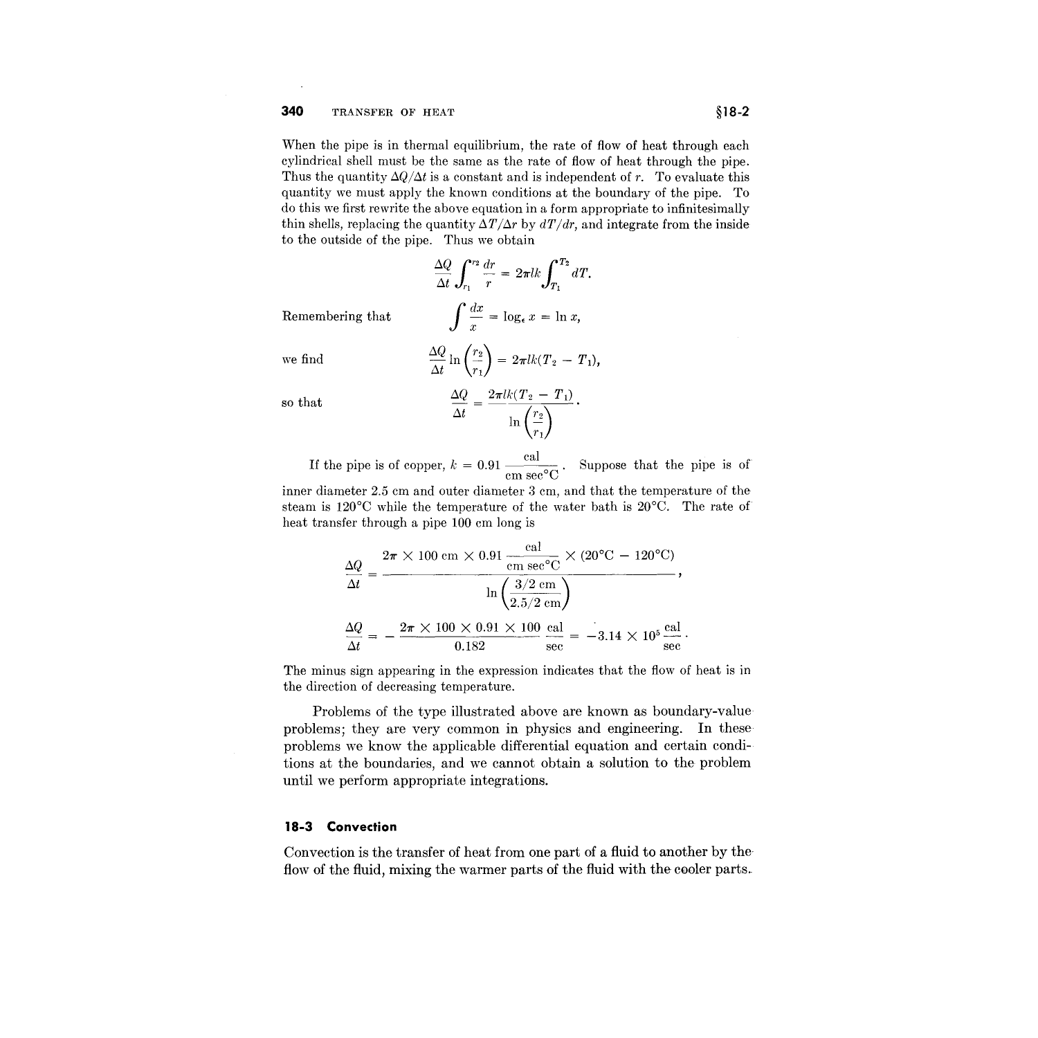When the pipe is in thermal equilibrium, the rate of flow of heat through each cylindrical shell must be the same as the rate of flow of heat through the pipe. Thus the quantity $\Delta Q/\Delta t$ is a constant and is independent of $r$. To evaluate this quantity we must apply the known conditions at the boundary of the pipe. To do this we first rewrite the above equation in a form appropriate to infinitesimally thin shells, replacing the quantity $\Delta T/\Delta r$ by $dT/dr$, and integrate from the inside to the outside of the pipe. Thus we obtain

$$\frac{\Delta Q}{\Delta t}\int_{r_1}^{r_2}\frac{dr}{r} = 2\pi lk\int_{T_1}^{T_2} dT.$$

Remembering that

$$\int \frac{dx}{x} = \log_e x = \ln x,$$

we find

$$\frac{\Delta Q}{\Delta t}\ln\left(\frac{r_2}{r_1}\right) = 2\pi lk(T_2 - T_1),$$

so that

$$\frac{\Delta Q}{\Delta t} = \frac{2\pi lk(T_2 - T_1)}{\ln\left(\frac{r_2}{r_1}\right)}.$$

If the pipe is of copper, $k = 0.91 \frac{\text{cal}}{\text{cm sec°C}}$. Suppose that the pipe is of inner diameter 2.5 cm and outer diameter 3 cm, and that the temperature of the steam is 120°C while the temperature of the water bath is 20°C. The rate of heat transfer through a pipe 100 cm long is

$$\frac{\Delta Q}{\Delta t} = \frac{2\pi \times 100 \text{ cm} \times 0.91 \frac{\text{cal}}{\text{cm sec°C}} \times (20°\text{C} - 120°\text{C})}{\ln\left(\frac{3/2 \text{ cm}}{2.5/2 \text{ cm}}\right)},$$

$$\frac{\Delta Q}{\Delta t} = -\frac{2\pi \times 100 \times 0.91 \times 100}{0.182}\frac{\text{cal}}{\text{sec}} = -3.14 \times 10^5 \frac{\text{cal}}{\text{sec}}.$$

The minus sign appearing in the expression indicates that the flow of heat is in the direction of decreasing temperature.

Problems of the type illustrated above are known as boundary-value problems; they are very common in physics and engineering. In these problems we know the applicable differential equation and certain conditions at the boundaries, and we cannot obtain a solution to the problem until we perform appropriate integrations.

## 18-3 Convection

Convection is the transfer of heat from one part of a fluid to another by the flow of the fluid, mixing the warmer parts of the fluid with the cooler parts.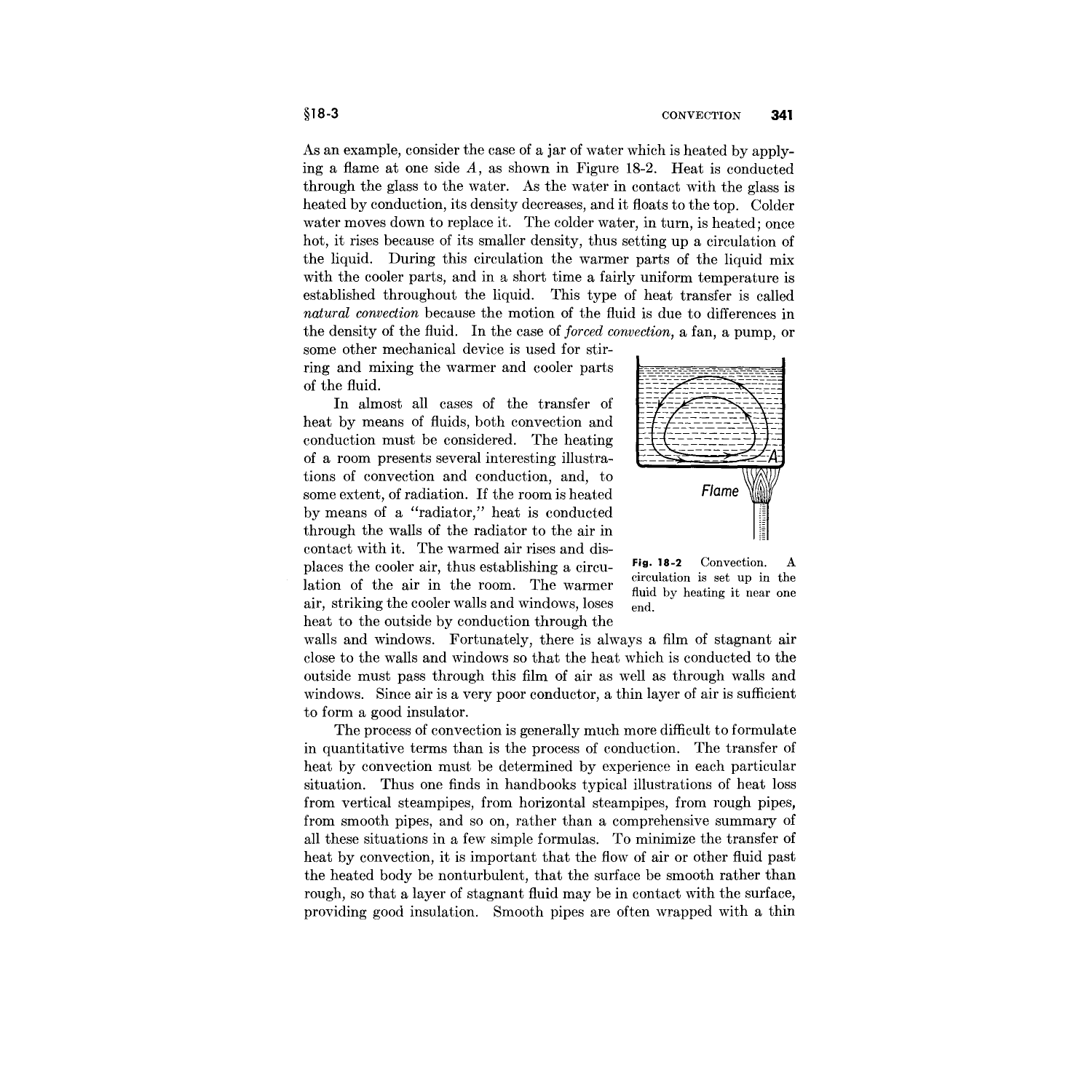As an example, consider the case of a jar of water which is heated by applying a flame at one side $A$, as shown in Figure 18-2. Heat is conducted through the glass to the water. As the water in contact with the glass is heated by conduction, its density decreases, and it floats to the top. Colder water moves down to replace it. The colder water, in turn, is heated; once hot, it rises because of its smaller density, thus setting up a circulation of the liquid. During this circulation the warmer parts of the liquid mix with the cooler parts, and in a short time a fairly uniform temperature is established throughout the liquid. This type of heat transfer is called *natural convection* because the motion of the fluid is due to differences in the density of the fluid. In the case of *forced convection*, a fan, a pump, or some other mechanical device is used for stirring and mixing the warmer and cooler parts of the fluid.

**Fig. 18-2** Convection. A circulation is set up in the fluid by heating it near one end.

In almost all cases of the transfer of heat by means of fluids, both convection and conduction must be considered. The heating of a room presents several interesting illustrations of convection and conduction, and, to some extent, of radiation. If the room is heated by means of a "radiator," heat is conducted through the walls of the radiator to the air in contact with it. The warmed air rises and displaces the cooler air, thus establishing a circulation of the air in the room. The warmer air, striking the cooler walls and windows, loses heat to the outside by conduction through the walls and windows. Fortunately, there is always a film of stagnant air close to the walls and windows so that the heat which is conducted to the outside must pass through this film of air as well as through walls and windows. Since air is a very poor conductor, a thin layer of air is sufficient to form a good insulator.

The process of convection is generally much more difficult to formulate in quantitative terms than is the process of conduction. The transfer of heat by convection must be determined by experience in each particular situation. Thus one finds in handbooks typical illustrations of heat loss from vertical steampipes, from horizontal steampipes, from rough pipes, from smooth pipes, and so on, rather than a comprehensive summary of all these situations in a few simple formulas. To minimize the transfer of heat by convection, it is important that the flow of air or other fluid past the heated body be nonturbulent, that the surface be smooth rather than rough, so that a layer of stagnant fluid may be in contact with the surface, providing good insulation. Smooth pipes are often wrapped with a thin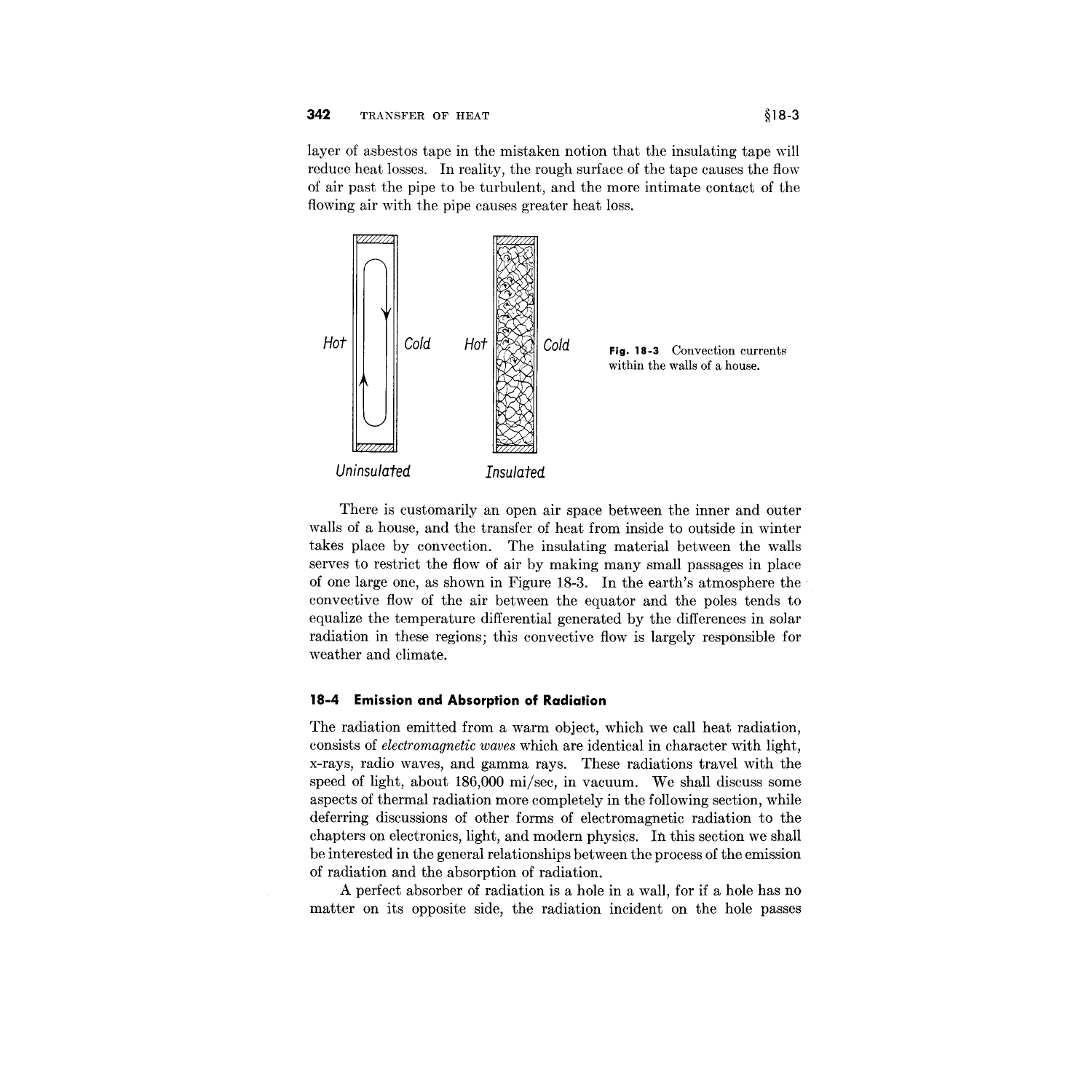layer of asbestos tape in the mistaken notion that the insulating tape will reduce heat losses. In reality, the rough surface of the tape causes the flow of air past the pipe to be turbulent, and the more intimate contact of the flowing air with the pipe causes greater heat loss.

**Fig. 18-3** Convection currents within the walls of a house.

There is customarily an open air space between the inner and outer walls of a house, and the transfer of heat from inside to outside in winter takes place by convection. The insulating material between the walls serves to restrict the flow of air by making many small passages in place of one large one, as shown in Figure 18-3. In the earth's atmosphere the convective flow of the air between the equator and the poles tends to equalize the temperature differential generated by the differences in solar radiation in these regions; this convective flow is largely responsible for weather and climate.

## 18-4 Emission and Absorption of Radiation

The radiation emitted from a warm object, which we call heat radiation, consists of *electromagnetic waves* which are identical in character with light, x-rays, radio waves, and gamma rays. These radiations travel with the speed of light, about 186,000 mi/sec, in vacuum. We shall discuss some aspects of thermal radiation more completely in the following section, while deferring discussions of other forms of electromagnetic radiation to the chapters on electronics, light, and modern physics. In this section we shall be interested in the general relationships between the process of the emission of radiation and the absorption of radiation.

A perfect absorber of radiation is a hole in a wall, for if a hole has no matter on its opposite side, the radiation incident on the hole passes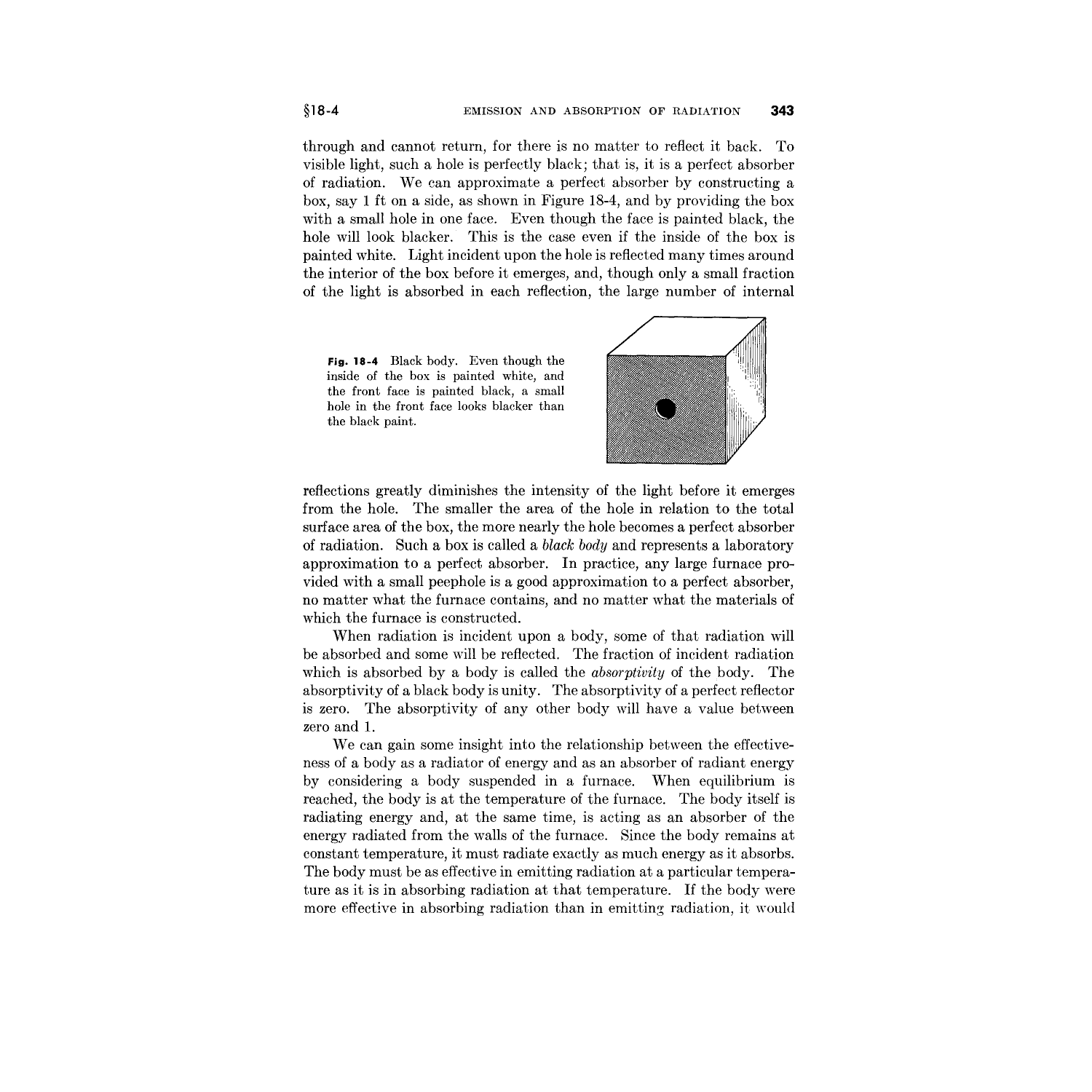through and cannot return, for there is no matter to reflect it back. To visible light, such a hole is perfectly black; that is, it is a perfect absorber of radiation. We can approximate a perfect absorber by constructing a box, say 1 ft on a side, as shown in Figure 18-4, and by providing the box with a small hole in one face. Even though the face is painted black, the hole will look blacker. This is the case even if the inside of the box is painted white. Light incident upon the hole is reflected many times around the interior of the box before it emerges, and, though only a small fraction of the light is absorbed in each reflection, the large number of internal reflections greatly diminishes the intensity of the light before it emerges from the hole. The smaller the area of the hole in relation to the total surface area of the box, the more nearly the hole becomes a perfect absorber of radiation. Such a box is called a *black body* and represents a laboratory approximation to a perfect absorber. In practice, any large furnace provided with a small peephole is a good approximation to a perfect absorber, no matter what the furnace contains, and no matter what the materials of which the furnace is constructed.

**Fig. 18-4** Black body. Even though the inside of the box is painted white, and the front face is painted black, a small hole in the front face looks blacker than the black paint.

When radiation is incident upon a body, some of that radiation will be absorbed and some will be reflected. The fraction of incident radiation which is absorbed by a body is called the *absorptivity* of the body. The absorptivity of a black body is unity. The absorptivity of a perfect reflector is zero. The absorptivity of any other body will have a value between zero and 1.

We can gain some insight into the relationship between the effectiveness of a body as a radiator of energy and as an absorber of radiant energy by considering a body suspended in a furnace. When equilibrium is reached, the body is at the temperature of the furnace. The body itself is radiating energy and, at the same time, is acting as an absorber of the energy radiated from the walls of the furnace. Since the body remains at constant temperature, it must radiate exactly as much energy as it absorbs. The body must be as effective in emitting radiation at a particular temperature as it is in absorbing radiation at that temperature. If the body were more effective in absorbing radiation than in emitting radiation, it would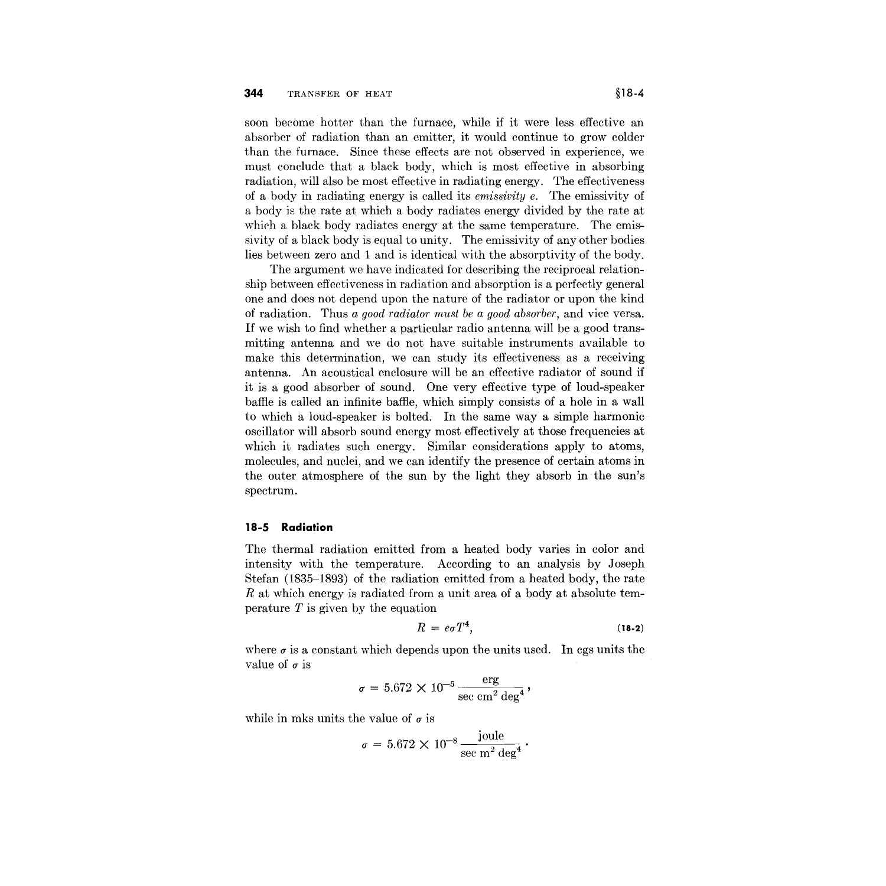soon become hotter than the furnace, while if it were less effective an absorber of radiation than an emitter, it would continue to grow colder than the furnace. Since these effects are not observed in experience, we must conclude that a black body, which is most effective in absorbing radiation, will also be most effective in radiating energy. The effectiveness of a body in radiating energy is called its *emissivity* $e$. The emissivity of a body is the rate at which a body radiates energy divided by the rate at which a black body radiates energy at the same temperature. The emissivity of a black body is equal to unity. The emissivity of any other bodies lies between zero and 1 and is identical with the absorptivity of the body.

The argument we have indicated for describing the reciprocal relationship between effectiveness in radiation and absorption is a perfectly general one and does not depend upon the nature of the radiator or upon the kind of radiation. Thus *a good radiator must be a good absorber*, and vice versa. If we wish to find whether a particular radio antenna will be a good transmitting antenna and we do not have suitable instruments available to make this determination, we can study its effectiveness as a receiving antenna. An acoustical enclosure will be an effective radiator of sound if it is a good absorber of sound. One very effective type of loud-speaker baffle is called an infinite baffle, which simply consists of a hole in a wall to which a loud-speaker is bolted. In the same way a simple harmonic oscillator will absorb sound energy most effectively at those frequencies at which it radiates such energy. Similar considerations apply to atoms, molecules, and nuclei, and we can identify the presence of certain atoms in the outer atmosphere of the sun by the light they absorb in the sun's spectrum.

## 18-5 Radiation

The thermal radiation emitted from a heated body varies in color and intensity with the temperature. According to an analysis by Joseph Stefan (1835–1893) of the radiation emitted from a heated body, the rate $R$ at which energy is radiated from a unit area of a body at absolute temperature $T$ is given by the equation

$$R = e\sigma T^4, \tag{18-2}$$

where $\sigma$ is a constant which depends upon the units used. In cgs units the value of $\sigma$ is

$$\sigma = 5.672 \times 10^{-5} \frac{\text{erg}}{\text{sec cm}^2 \text{ deg}^4},$$

while in mks units the value of $\sigma$ is

$$\sigma = 5.672 \times 10^{-8} \frac{\text{joule}}{\text{sec m}^2 \text{ deg}^4}.$$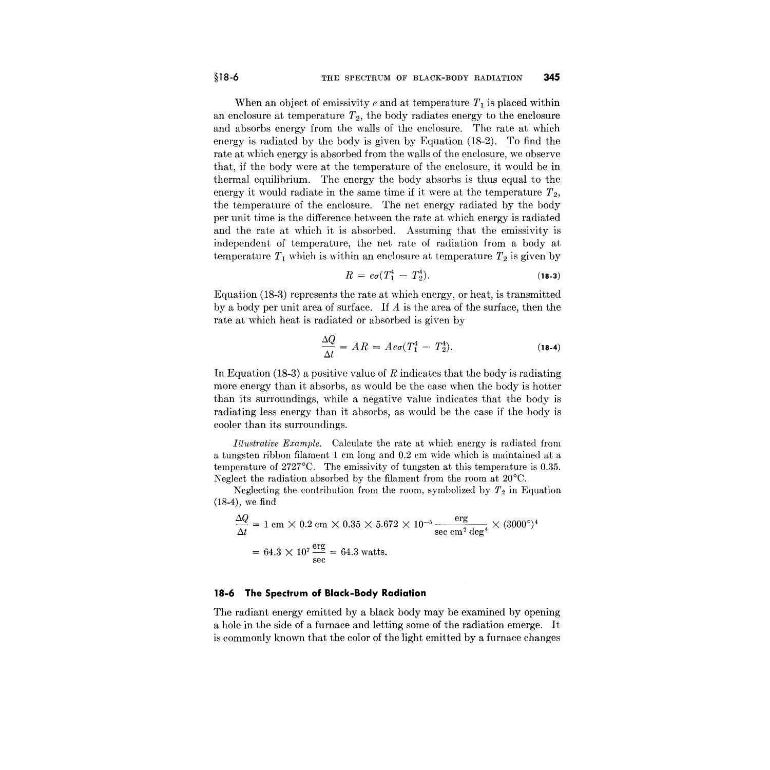When an object of emissivity $e$ and at temperature $T_1$ is placed within an enclosure at temperature $T_2$, the body radiates energy to the enclosure and absorbs energy from the walls of the enclosure. The rate at which energy is radiated by the body is given by Equation (18-2). To find the rate at which energy is absorbed from the walls of the enclosure, we observe that, if the body were at the temperature of the enclosure, it would be in thermal equilibrium. The energy the body absorbs is thus equal to the energy it would radiate in the same time if it were at the temperature $T_2$, the temperature of the enclosure. The net energy radiated by the body per unit time is the difference between the rate at which energy is radiated and the rate at which it is absorbed. Assuming that the emissivity is independent of temperature, the net rate of radiation from a body at temperature $T_1$ which is within an enclosure at temperature $T_2$ is given by

$$R = e\sigma(T_1^4 - T_2^4). \tag{18-3}$$

Equation (18-3) represents the rate at which energy, or heat, is transmitted by a body per unit area of surface. If $A$ is the area of the surface, then the rate at which heat is radiated or absorbed is given by

$$\frac{\Delta Q}{\Delta t} = AR = Ae\sigma(T_1^4 - T_2^4). \tag{18-4}$$

In Equation (18-3) a positive value of $R$ indicates that the body is radiating more energy than it absorbs, as would be the case when the body is hotter than its surroundings, while a negative value indicates that the body is radiating less energy than it absorbs, as would be the case if the body is cooler than its surroundings.

*Illustrative Example.* Calculate the rate at which energy is radiated from a tungsten ribbon filament 1 cm long and 0.2 cm wide which is maintained at a temperature of 2727°C. The emissivity of tungsten at this temperature is 0.35. Neglect the radiation absorbed by the filament from the room at 20°C.

Neglecting the contribution from the room, symbolized by $T_2$ in Equation (18-4), we find

$$\frac{\Delta Q}{\Delta t} = 1 \text{ cm} \times 0.2 \text{ cm} \times 0.35 \times 5.672 \times 10^{-5} \frac{\text{erg}}{\text{sec cm}^2 \text{ deg}^4} \times (3000°)^4$$

$$= 64.3 \times 10^7 \frac{\text{erg}}{\text{sec}} = 64.3 \text{ watts.}$$

### 18-6 The Spectrum of Black-Body Radiation

The radiant energy emitted by a black body may be examined by opening a hole in the side of a furnace and letting some of the radiation emerge. It is commonly known that the color of the light emitted by a furnace changes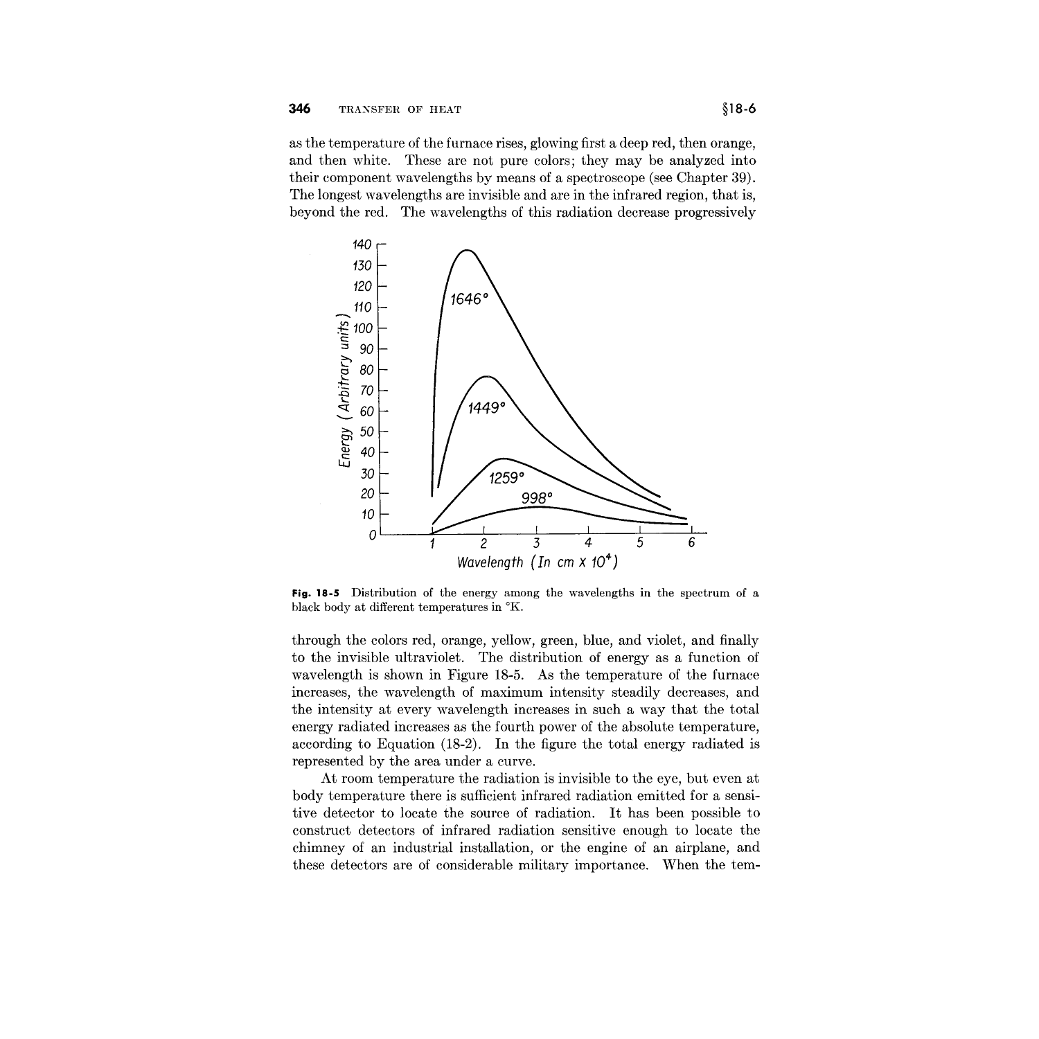as the temperature of the furnace rises, glowing first a deep red, then orange, and then white. These are not pure colors; they may be analyzed into their component wavelengths by means of a spectroscope (see Chapter 39). The longest wavelengths are invisible and are in the infrared region, that is, beyond the red. The wavelengths of this radiation decrease progressively

**Fig. 18-5** Distribution of the energy among the wavelengths in the spectrum of a black body at different temperatures in °K.

through the colors red, orange, yellow, green, blue, and violet, and finally to the invisible ultraviolet. The distribution of energy as a function of wavelength is shown in Figure 18-5. As the temperature of the furnace increases, the wavelength of maximum intensity steadily decreases, and the intensity at every wavelength increases in such a way that the total energy radiated increases as the fourth power of the absolute temperature, according to Equation (18-2). In the figure the total energy radiated is represented by the area under a curve.

At room temperature the radiation is invisible to the eye, but even at body temperature there is sufficient infrared radiation emitted for a sensitive detector to locate the source of radiation. It has been possible to construct detectors of infrared radiation sensitive enough to locate the chimney of an industrial installation, or the engine of an airplane, and these detectors are of considerable military importance. When the tem-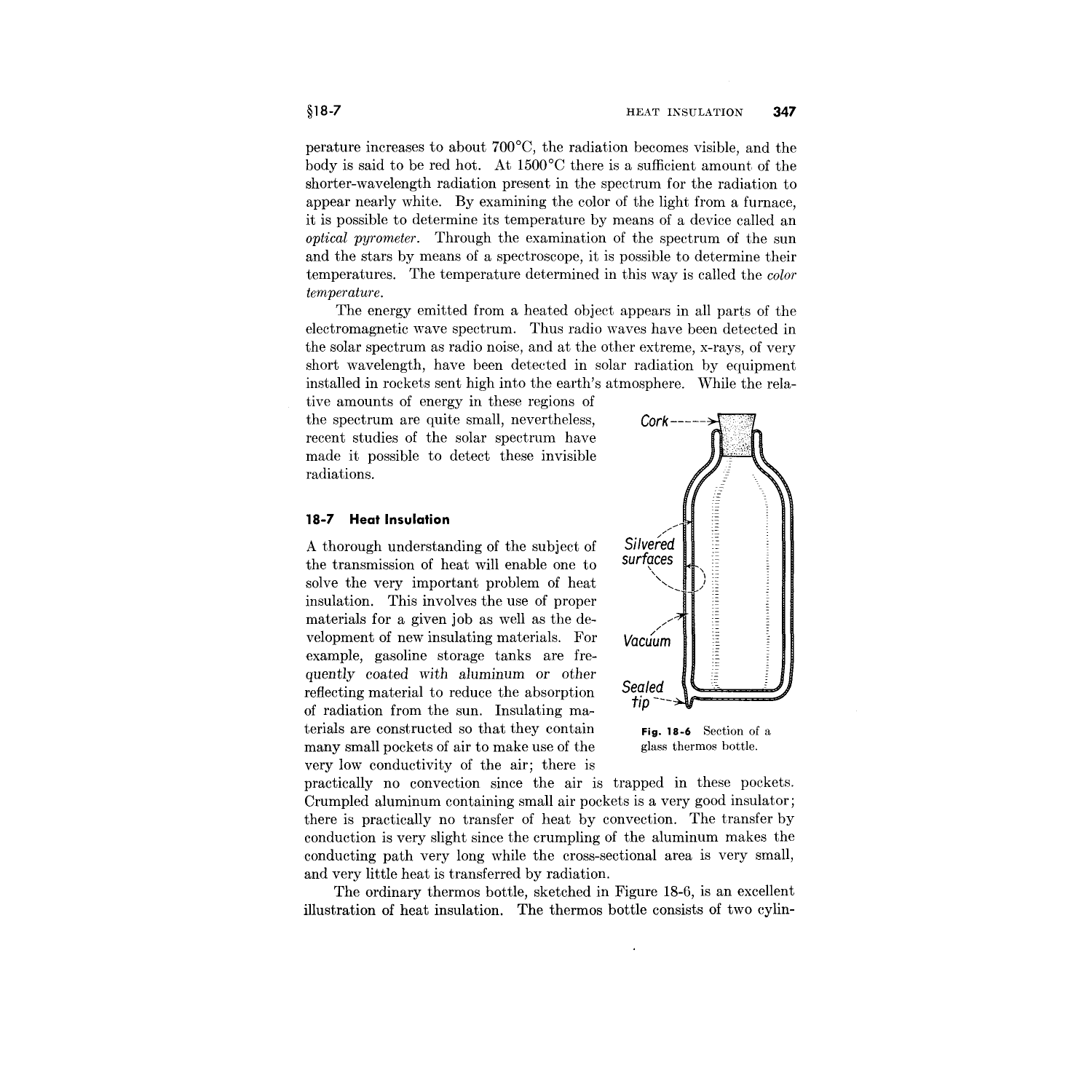perature increases to about 700°C, the radiation becomes visible, and the body is said to be red hot. At 1500°C there is a sufficient amount of the shorter-wavelength radiation present in the spectrum for the radiation to appear nearly white. By examining the color of the light from a furnace, it is possible to determine its temperature by means of a device called an *optical pyrometer*. Through the examination of the spectrum of the sun and the stars by means of a spectroscope, it is possible to determine their temperatures. The temperature determined in this way is called the *color temperature*.

The energy emitted from a heated object appears in all parts of the electromagnetic wave spectrum. Thus radio waves have been detected in the solar spectrum as radio noise, and at the other extreme, x-rays, of very short wavelength, have been detected in solar radiation by equipment installed in rockets sent high into the earth's atmosphere. While the relative amounts of energy in these regions of the spectrum are quite small, nevertheless, recent studies of the solar spectrum have made it possible to detect these invisible radiations.

## 18-7 Heat Insulation

A thorough understanding of the subject of the transmission of heat will enable one to solve the very important problem of heat insulation. This involves the use of proper materials for a given job as well as the development of new insulating materials. For example, gasoline storage tanks are frequently coated with aluminum or other reflecting material to reduce the absorption of radiation from the sun. Insulating materials are constructed so that they contain many small pockets of air to make use of the very low conductivity of the air; there is practically no convection since the air is trapped in these pockets. Crumpled aluminum containing small air pockets is a very good insulator; there is practically no transfer of heat by convection. The transfer by conduction is very slight since the crumpling of the aluminum makes the conducting path very long while the cross-sectional area is very small, and very little heat is transferred by radiation.

Cork

Silvered surfaces

Vacuum

Sealed tip

**Fig. 18-6** Section of a glass thermos bottle.

The ordinary thermos bottle, sketched in Figure 18-6, is an excellent illustration of heat insulation. The thermos bottle consists of two cylin-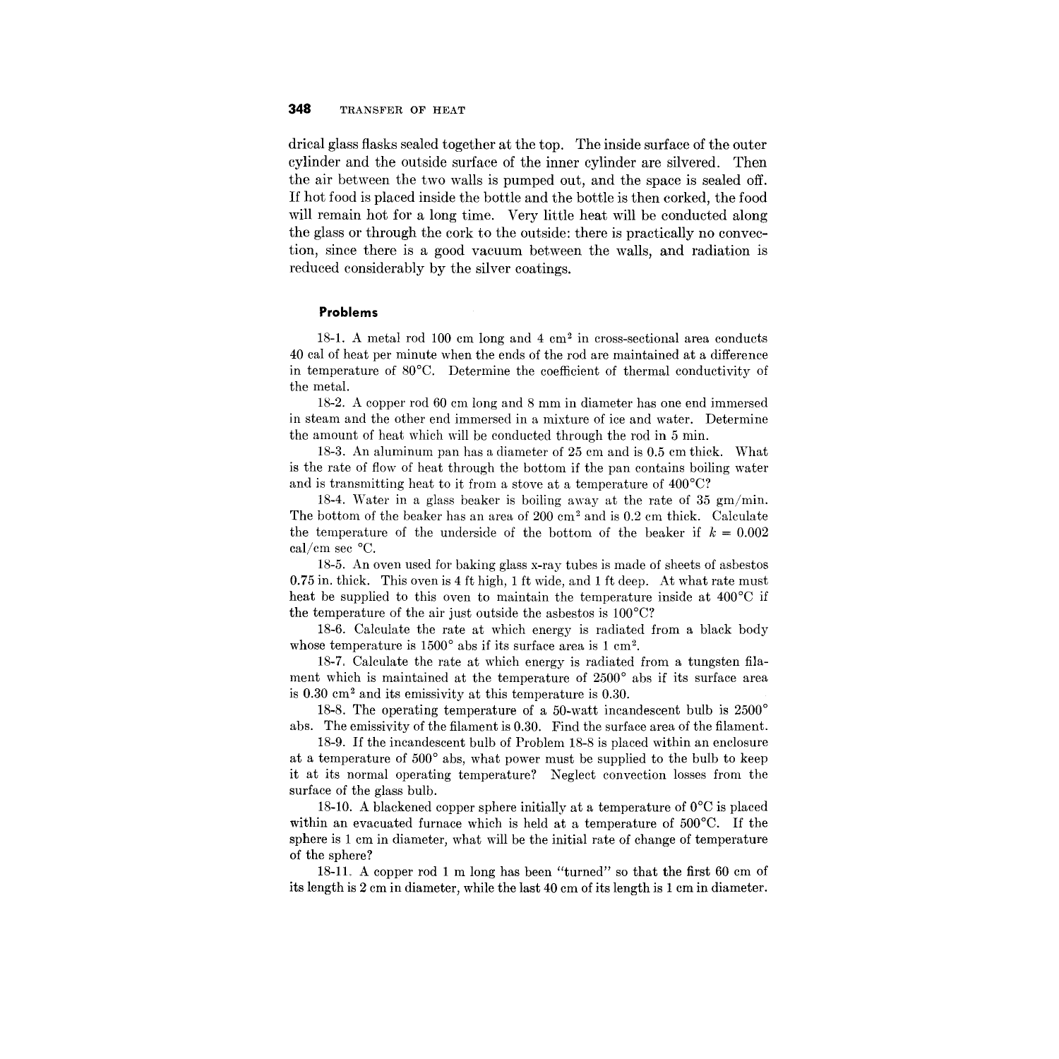drical glass flasks sealed together at the top. The inside surface of the outer cylinder and the outside surface of the inner cylinder are silvered. Then the air between the two walls is pumped out, and the space is sealed off. If hot food is placed inside the bottle and the bottle is then corked, the food will remain hot for a long time. Very little heat will be conducted along the glass or through the cork to the outside: there is practically no convection, since there is a good vacuum between the walls, and radiation is reduced considerably by the silver coatings.

### Problems

18-1. A metal rod 100 cm long and 4 $cm^2$ in cross-sectional area conducts 40 cal of heat per minute when the ends of the rod are maintained at a difference in temperature of 80°C. Determine the coefficient of thermal conductivity of the metal.

18-2. A copper rod 60 cm long and 8 mm in diameter has one end immersed in steam and the other end immersed in a mixture of ice and water. Determine the amount of heat which will be conducted through the rod in 5 min.

18-3. An aluminum pan has a diameter of 25 cm and is 0.5 cm thick. What is the rate of flow of heat through the bottom if the pan contains boiling water and is transmitting heat to it from a stove at a temperature of 400°C?

18-4. Water in a glass beaker is boiling away at the rate of 35 gm/min. The bottom of the beaker has an area of 200 $cm^2$ and is 0.2 cm thick. Calculate the temperature of the underside of the bottom of the beaker if $k = 0.002$ cal/cm sec °C.

18-5. An oven used for baking glass x-ray tubes is made of sheets of asbestos 0.75 in. thick. This oven is 4 ft high, 1 ft wide, and 1 ft deep. At what rate must heat be supplied to this oven to maintain the temperature inside at 400°C if the temperature of the air just outside the asbestos is 100°C?

18-6. Calculate the rate at which energy is radiated from a black body whose temperature is 1500° abs if its surface area is 1 $cm^2$.

18-7. Calculate the rate at which energy is radiated from a tungsten filament which is maintained at the temperature of 2500° abs if its surface area is 0.30 $cm^2$ and its emissivity at this temperature is 0.30.

18-8. The operating temperature of a 50-watt incandescent bulb is 2500° abs. The emissivity of the filament is 0.30. Find the surface area of the filament.

18-9. If the incandescent bulb of Problem 18-8 is placed within an enclosure at a temperature of 500° abs, what power must be supplied to the bulb to keep it at its normal operating temperature? Neglect convection losses from the surface of the glass bulb.

18-10. A blackened copper sphere initially at a temperature of 0°C is placed within an evacuated furnace which is held at a temperature of 500°C. If the sphere is 1 cm in diameter, what will be the initial rate of change of temperature of the sphere?

18-11. A copper rod 1 m long has been "turned" so that the first 60 cm of its length is 2 cm in diameter, while the last 40 cm of its length is 1 cm in diameter.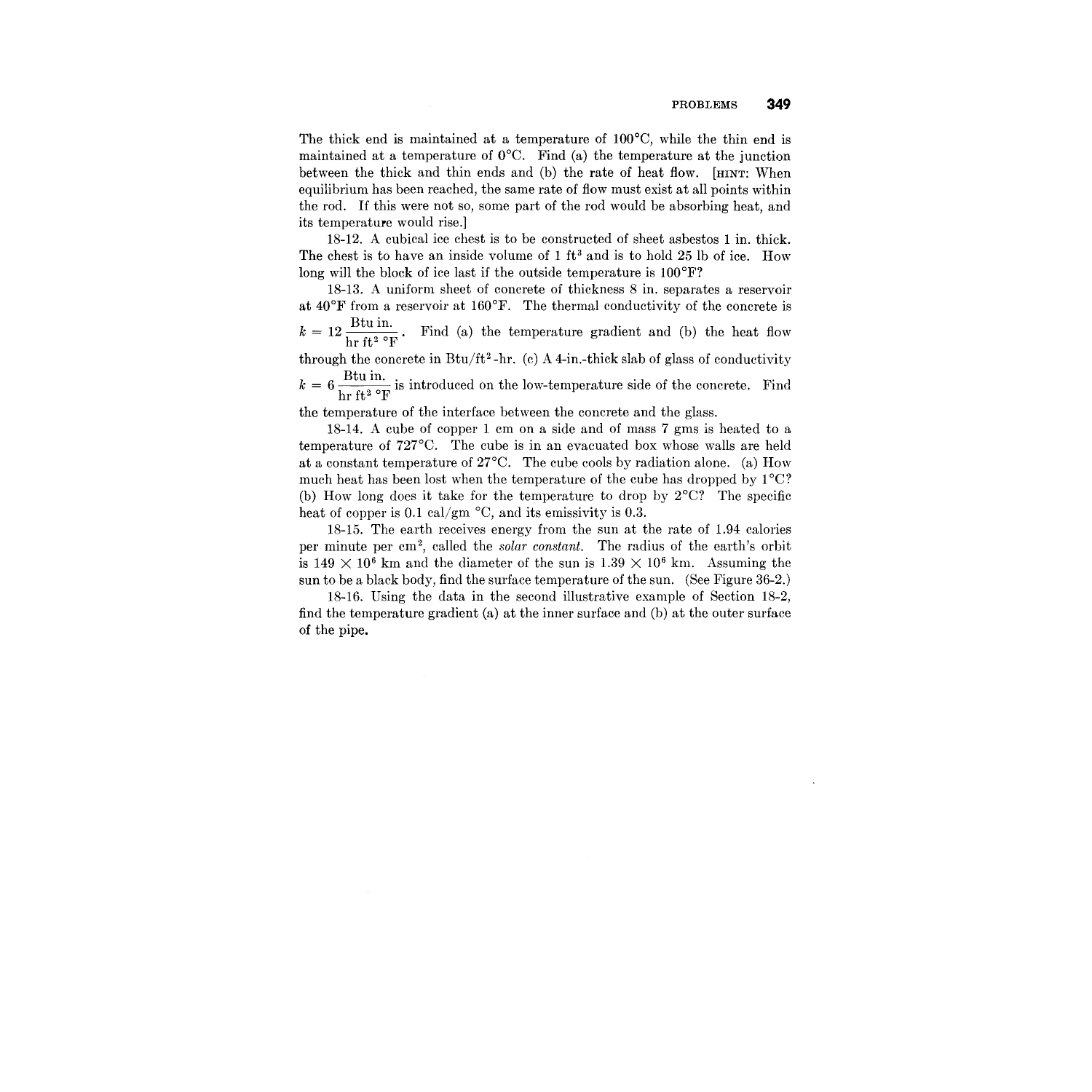The thick end is maintained at a temperature of 100°C, while the thin end is maintained at a temperature of 0°C. Find (a) the temperature at the junction between the thick and thin ends and (b) the rate of heat flow. [HINT: When equilibrium has been reached, the same rate of flow must exist at all points within the rod. If this were not so, some part of the rod would be absorbing heat, and its temperature would rise.]

18-12. A cubical ice chest is to be constructed of sheet asbestos 1 in. thick. The chest is to have an inside volume of 1 $\text{ft}^3$ and is to hold 25 lb of ice. How long will the block of ice last if the outside temperature is 100°F?

18-13. A uniform sheet of concrete of thickness 8 in. separates a reservoir at 40°F from a reservoir at 160°F. The thermal conductivity of the concrete is $k = 12 \dfrac{\text{Btu in.}}{\text{hr ft}^2 \text{ °F}}$. Find (a) the temperature gradient and (b) the heat flow through the concrete in Btu/$\text{ft}^2$-hr. (c) A 4-in.-thick slab of glass of conductivity $k = 6 \dfrac{\text{Btu in.}}{\text{hr ft}^2 \text{ °F}}$ is introduced on the low-temperature side of the concrete. Find the temperature of the interface between the concrete and the glass.

18-14. A cube of copper 1 cm on a side and of mass 7 gms is heated to a temperature of 727°C. The cube is in an evacuated box whose walls are held at a constant temperature of 27°C. The cube cools by radiation alone. (a) How much heat has been lost when the temperature of the cube has dropped by 1°C? (b) How long does it take for the temperature to drop by 2°C? The specific heat of copper is 0.1 cal/gm °C, and its emissivity is 0.3.

18-15. The earth receives energy from the sun at the rate of 1.94 calories per minute per $\text{cm}^2$, called the *solar constant*. The radius of the earth's orbit is $149 \times 10^6$ km and the diameter of the sun is $1.39 \times 10^6$ km. Assuming the sun to be a black body, find the surface temperature of the sun. (See Figure 36-2.)

18-16. Using the data in the second illustrative example of Section 18-2, find the temperature gradient (a) at the inner surface and (b) at the outer surface of the pipe.